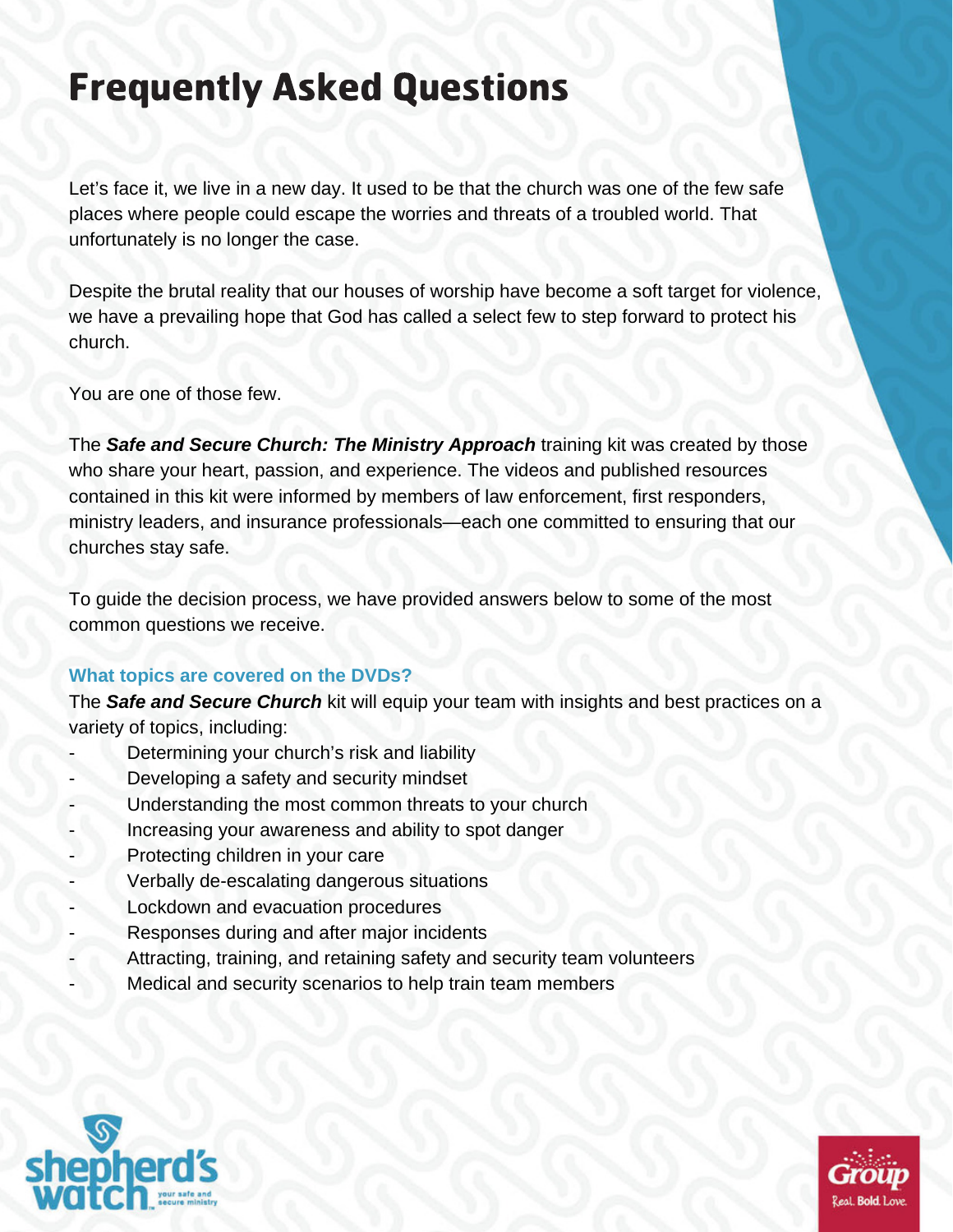# Frequently Asked Questions

Let's face it, we live in a new day. It used to be that the church was one of the few safe places where people could escape the worries and threats of a troubled world. That unfortunately is no longer the case.

Despite the brutal reality that our houses of worship have become a soft target for violence, we have a prevailing hope that God has called a select few to step forward to protect his church.

You are one of those few.

The ***Safe and Secure Church: The Ministry Approach*** training kit was created by those who share your heart, passion, and experience. The videos and published resources contained in this kit were informed by members of law enforcement, first responders, ministry leaders, and insurance professionals—each one committed to ensuring that our churches stay safe.

To guide the decision process, we have provided answers below to some of the most common questions we receive.

### What topics are covered on the DVDs?

The ***Safe and Secure Church*** kit will equip your team with insights and best practices on a variety of topics, including:

- Determining your church's risk and liability
- Developing a safety and security mindset
- Understanding the most common threats to your church
- Increasing your awareness and ability to spot danger
- Protecting children in your care
- Verbally de-escalating dangerous situations
- Lockdown and evacuation procedures
- Responses during and after major incidents
- Attracting, training, and retaining safety and security team volunteers
- Medical and security scenarios to help train team members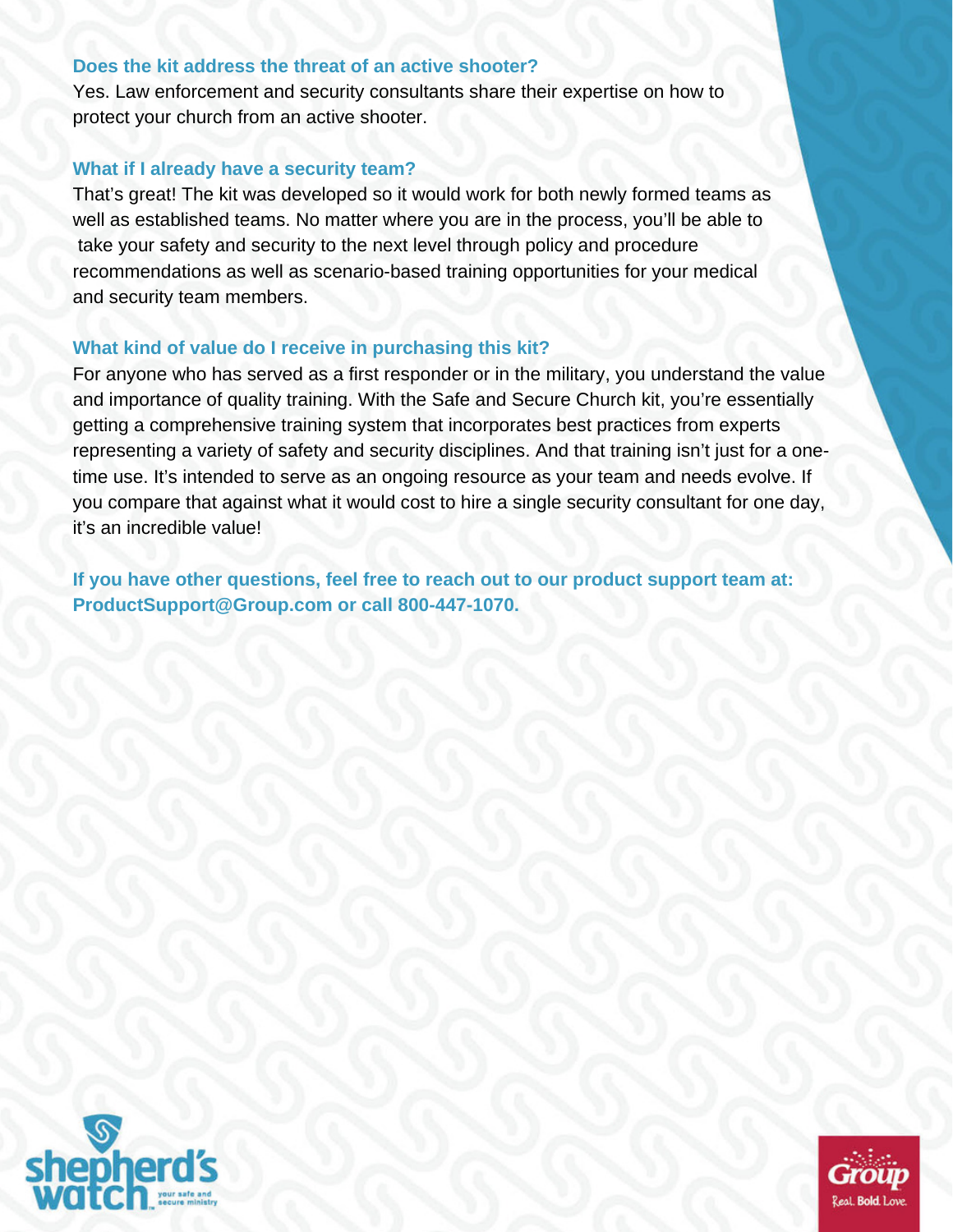### Does the kit address the threat of an active shooter?

Yes. Law enforcement and security consultants share their expertise on how to protect your church from an active shooter.

### What if I already have a security team?

That's great! The kit was developed so it would work for both newly formed teams as well as established teams. No matter where you are in the process, you'll be able to take your safety and security to the next level through policy and procedure recommendations as well as scenario-based training opportunities for your medical and security team members.

### What kind of value do I receive in purchasing this kit?

For anyone who has served as a first responder or in the military, you understand the value and importance of quality training. With the Safe and Secure Church kit, you're essentially getting a comprehensive training system that incorporates best practices from experts representing a variety of safety and security disciplines. And that training isn't just for a one-time use. It's intended to serve as an ongoing resource as your team and needs evolve. If you compare that against what it would cost to hire a single security consultant for one day, it's an incredible value!

**If you have other questions, feel free to reach out to our product support team at: ProductSupport@Group.com or call 800-447-1070.**

shepherd's watch™ your safe and secure ministry

Group Real. Bold. Love.